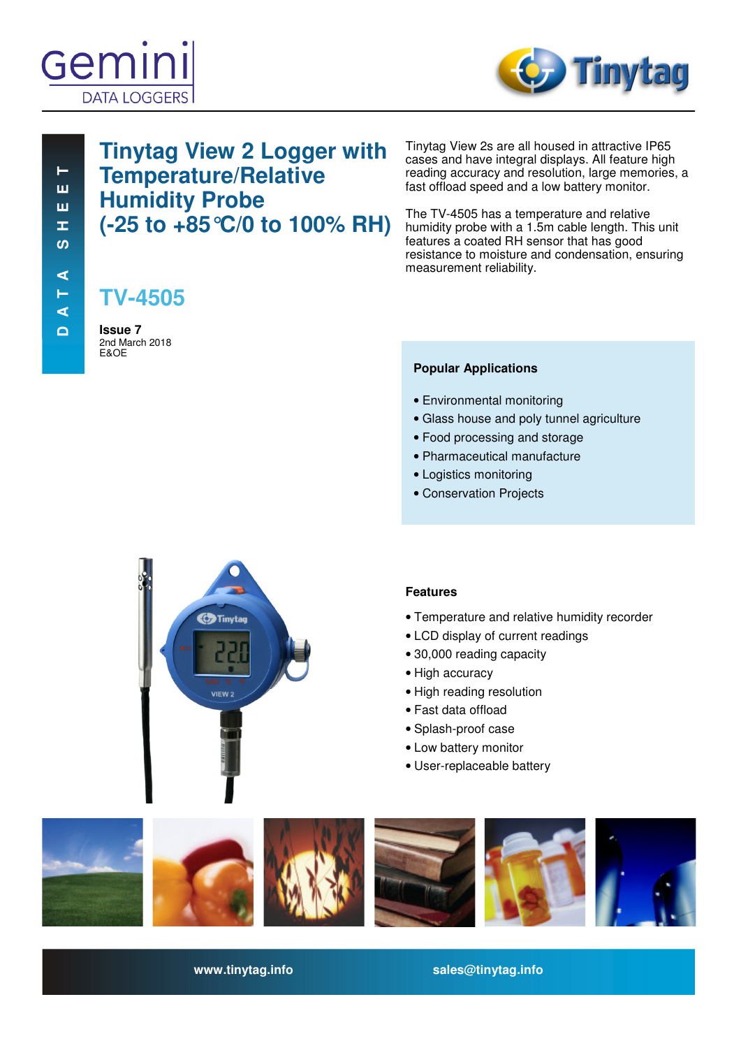Gemini DATA LOGGERS

Tinytag

DATA SHEET

# Tinytag View 2 Logger with Temperature/Relative Humidity Probe (-25 to +85°C/0 to 100% RH)

## TV-4505

**Issue 7**
2nd March 2018
E&OE

Tinytag View 2s are all housed in attractive IP65 cases and have integral displays. All feature high reading accuracy and resolution, large memories, a fast offload speed and a low battery monitor.

The TV-4505 has a temperature and relative humidity probe with a 1.5m cable length. This unit features a coated RH sensor that has good resistance to moisture and condensation, ensuring measurement reliability.

### Popular Applications

- Environmental monitoring
- Glass house and poly tunnel agriculture
- Food processing and storage
- Pharmaceutical manufacture
- Logistics monitoring
- Conservation Projects

### Features

- Temperature and relative humidity recorder
- LCD display of current readings
- 30,000 reading capacity
- High accuracy
- High reading resolution
- Fast data offload
- Splash-proof case
- Low battery monitor
- User-replaceable battery

www.tinytag.info sales@tinytag.info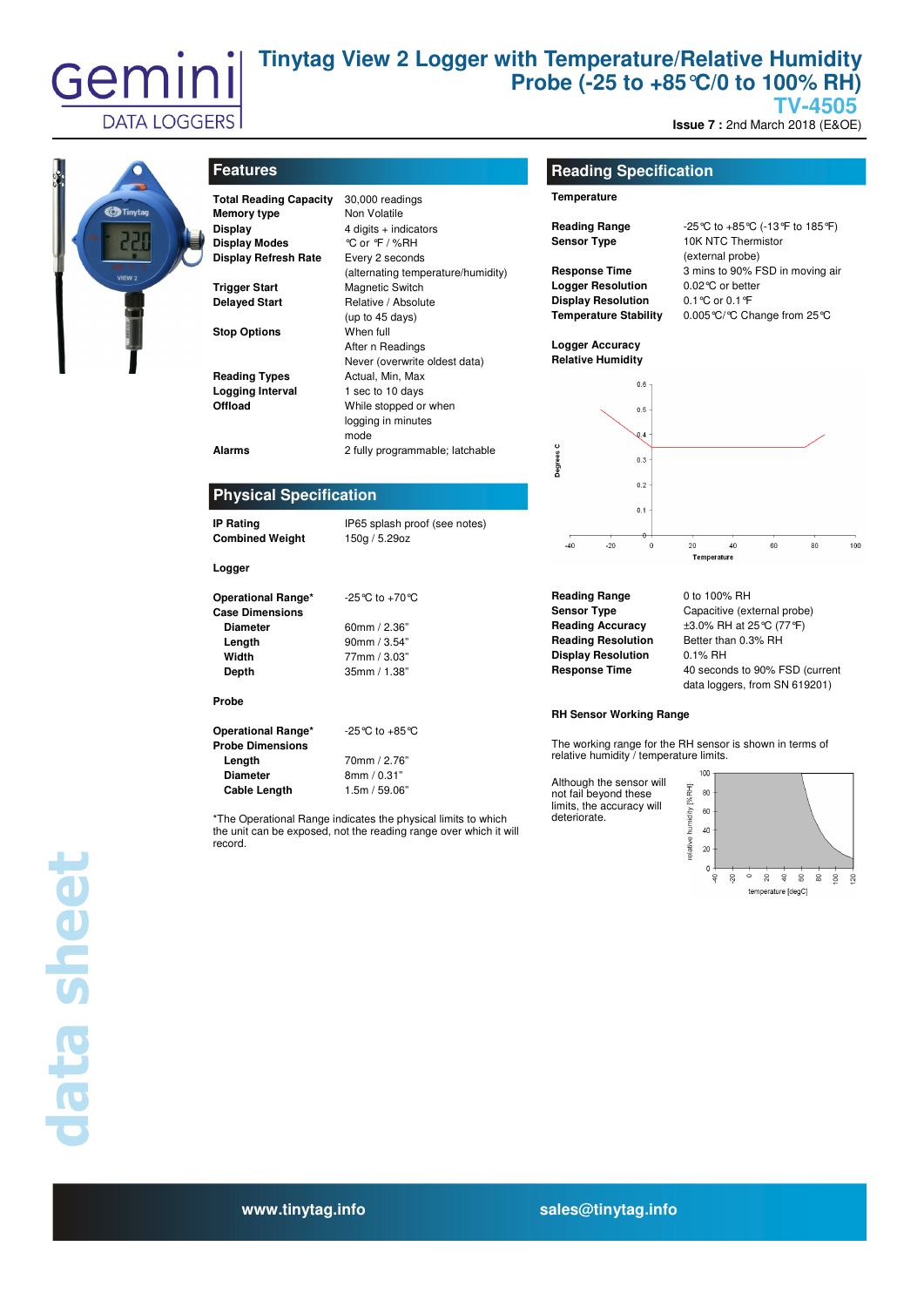# Tinytag View 2 Logger with Temperature/Relative Humidity Probe (-25 to +85°C/0 to 100% RH)

## TV-4505

**Issue 7 :** 2nd March 2018 (E&OE)

## Features

| | |
|---|---|
| **Total Reading Capacity** | 30,000 readings |
| **Memory type** | Non Volatile |
| **Display** | 4 digits + indicators |
| **Display Modes** | °C or °F / %RH |
| **Display Refresh Rate** | Every 2 seconds (alternating temperature/humidity) |
| **Trigger Start** | Magnetic Switch |
| **Delayed Start** | Relative / Absolute (up to 45 days) |
| **Stop Options** | When full<br>After n Readings<br>Never (overwrite oldest data) |
| **Reading Types** | Actual, Min, Max |
| **Logging Interval** | 1 sec to 10 days |
| **Offload** | While stopped or when logging in minutes mode |
| **Alarms** | 2 fully programmable; latchable |

## Physical Specification

| | |
|---|---|
| **IP Rating** | IP65 splash proof (see notes) |
| **Combined Weight** | 150g / 5.29oz |

**Logger**

| | |
|---|---|
| **Operational Range*** | -25°C to +70°C |
| **Case Dimensions** | |
| **Diameter** | 60mm / 2.36" |
| **Length** | 90mm / 3.54" |
| **Width** | 77mm / 3.03" |
| **Depth** | 35mm / 1.38" |

**Probe**

| | |
|---|---|
| **Operational Range*** | -25°C to +85°C |
| **Probe Dimensions** | |
| **Length** | 70mm / 2.76" |
| **Diameter** | 8mm / 0.31" |
| **Cable Length** | 1.5m / 59.06" |

*The Operational Range indicates the physical limits to which the unit can be exposed, not the reading range over which it will record.

## Reading Specification

**Temperature**

| | |
|---|---|
| **Reading Range** | -25°C to +85°C (-13°F to 185°F) |
| **Sensor Type** | 10K NTC Thermistor (external probe) |
| **Response Time** | 3 mins to 90% FSD in moving air |
| **Logger Resolution** | 0.02°C or better |
| **Display Resolution** | 0.1°C or 0.1°F |
| **Temperature Stability** | 0.005°C/°C Change from 25°C |

**Logger Accuracy**

**Relative Humidity**

| | |
|---|---|
| **Reading Range** | 0 to 100% RH |
| **Sensor Type** | Capacitive (external probe) |
| **Reading Accuracy** | ±3.0% RH at 25°C (77°F) |
| **Reading Resolution** | Better than 0.3% RH |
| **Display Resolution** | 0.1% RH |
| **Response Time** | 40 seconds to 90% FSD (current data loggers, from SN 619201) |

**RH Sensor Working Range**

The working range for the RH sensor is shown in terms of relative humidity / temperature limits.

Although the sensor will not fail beyond these limits, the accuracy will deteriorate.

**www.tinytag.info** **sales@tinytag.info**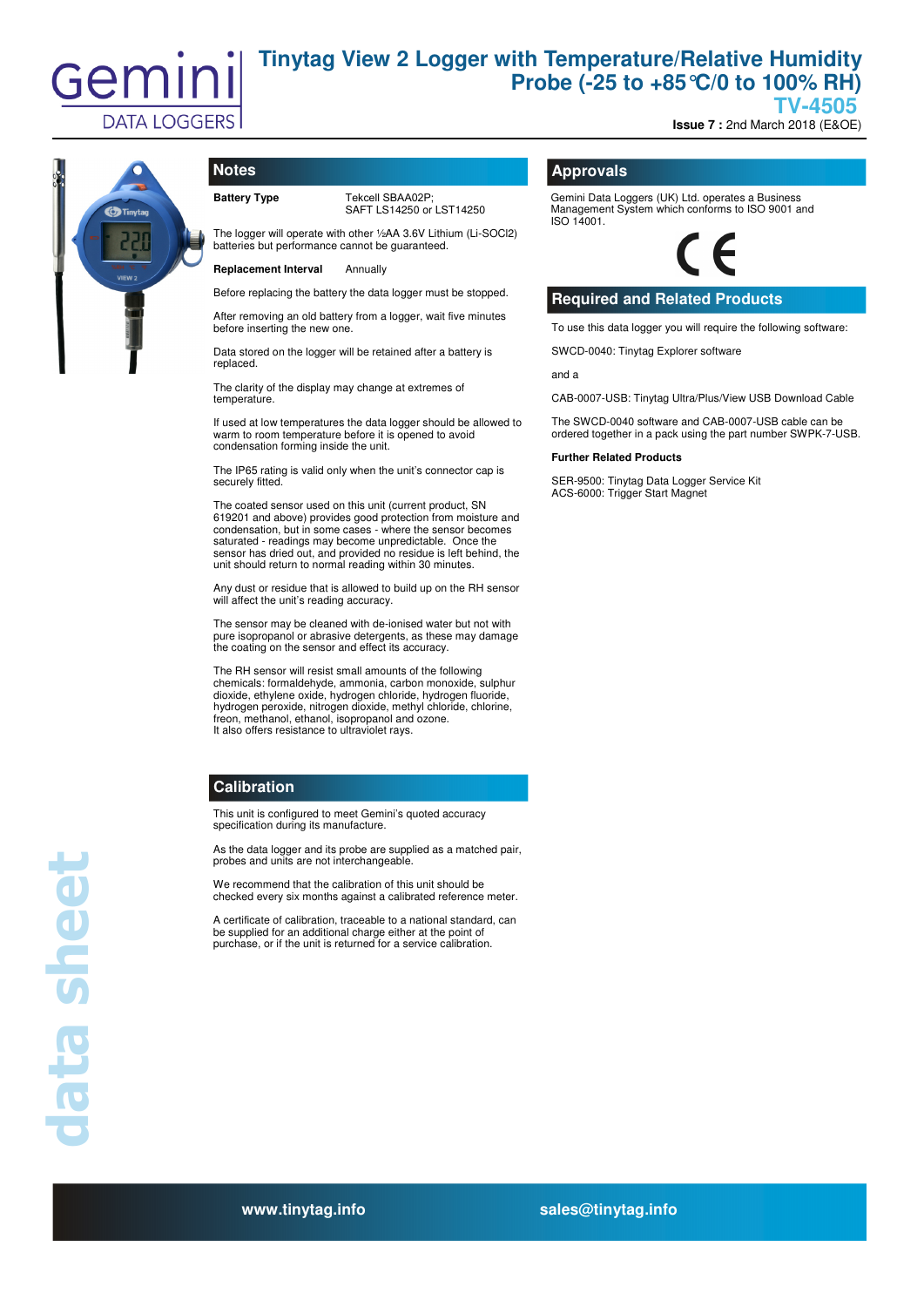# Tinytag View 2 Logger with Temperature/Relative Humidity Probe (-25 to +85℃/0 to 100% RH)

## TV-4505

**Issue 7 :** 2nd March 2018 (E&OE)

## Notes

| | |
|---|---|
| **Battery Type** | Tekcell SBAA02P; SAFT LS14250 or LST14250 |

The logger will operate with other ½AA 3.6V Lithium (Li-SOCl2) batteries but performance cannot be guaranteed.

| | |
|---|---|
| **Replacement Interval** | Annually |

Before replacing the battery the data logger must be stopped.

After removing an old battery from a logger, wait five minutes before inserting the new one.

Data stored on the logger will be retained after a battery is replaced.

The clarity of the display may change at extremes of temperature.

If used at low temperatures the data logger should be allowed to warm to room temperature before it is opened to avoid condensation forming inside the unit.

The IP65 rating is valid only when the unit's connector cap is securely fitted.

The coated sensor used on this unit (current product, SN 619201 and above) provides good protection from moisture and condensation, but in some cases - where the sensor becomes saturated - readings may become unpredictable. Once the sensor has dried out, and provided no residue is left behind, the unit should return to normal reading within 30 minutes.

Any dust or residue that is allowed to build up on the RH sensor will affect the unit's reading accuracy.

The sensor may be cleaned with de-ionised water but not with pure isopropanol or abrasive detergents, as these may damage the coating on the sensor and effect its accuracy.

The RH sensor will resist small amounts of the following chemicals: formaldehyde, ammonia, carbon monoxide, sulphur dioxide, ethylene oxide, hydrogen chloride, hydrogen fluoride, hydrogen peroxide, nitrogen dioxide, methyl chloride, chlorine, freon, methanol, ethanol, isopropanol and ozone.
It also offers resistance to ultraviolet rays.

## Calibration

This unit is configured to meet Gemini's quoted accuracy specification during its manufacture.

As the data logger and its probe are supplied as a matched pair, probes and units are not interchangeable.

We recommend that the calibration of this unit should be checked every six months against a calibrated reference meter.

A certificate of calibration, traceable to a national standard, can be supplied for an additional charge either at the point of purchase, or if the unit is returned for a service calibration.

## Approvals

Gemini Data Loggers (UK) Ltd. operates a Business Management System which conforms to ISO 9001 and ISO 14001.

CE

## Required and Related Products

To use this data logger you will require the following software:

SWCD-0040: Tinytag Explorer software

and a

CAB-0007-USB: Tinytag Ultra/Plus/View USB Download Cable

The SWCD-0040 software and CAB-0007-USB cable can be ordered together in a pack using the part number SWPK-7-USB.

**Further Related Products**

SER-9500: Tinytag Data Logger Service Kit
ACS-6000: Trigger Start Magnet

www.tinytag.info sales@tinytag.info